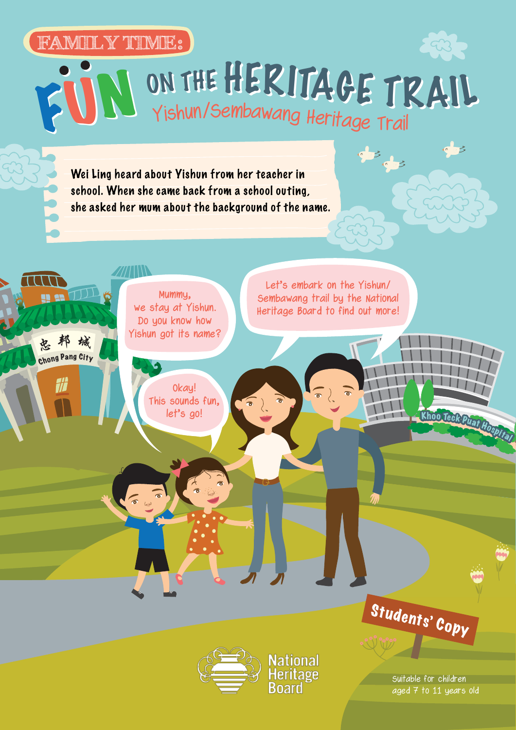FAMILY TIME:

# FUN ON THE HERITAGE TRAIL

## Yishun/Sembawang Heritage Trail

Wei Ling heard about Yishun from her teacher in school. When she came back from a school outing, she asked her mum about the background of the name.

Mummy, we stay at Yishun. Do you know how Yishun got its name?

Let's embark on the Yishun/Sembawang trail by the National Heritage Board to find out more!

Okay! This sounds fun, let's go!

忠邦城 Chong Pang City

Khoo Teck Puat Hospital

Students' Copy

National Heritage Board

Suitable for children aged 7 to 11 years old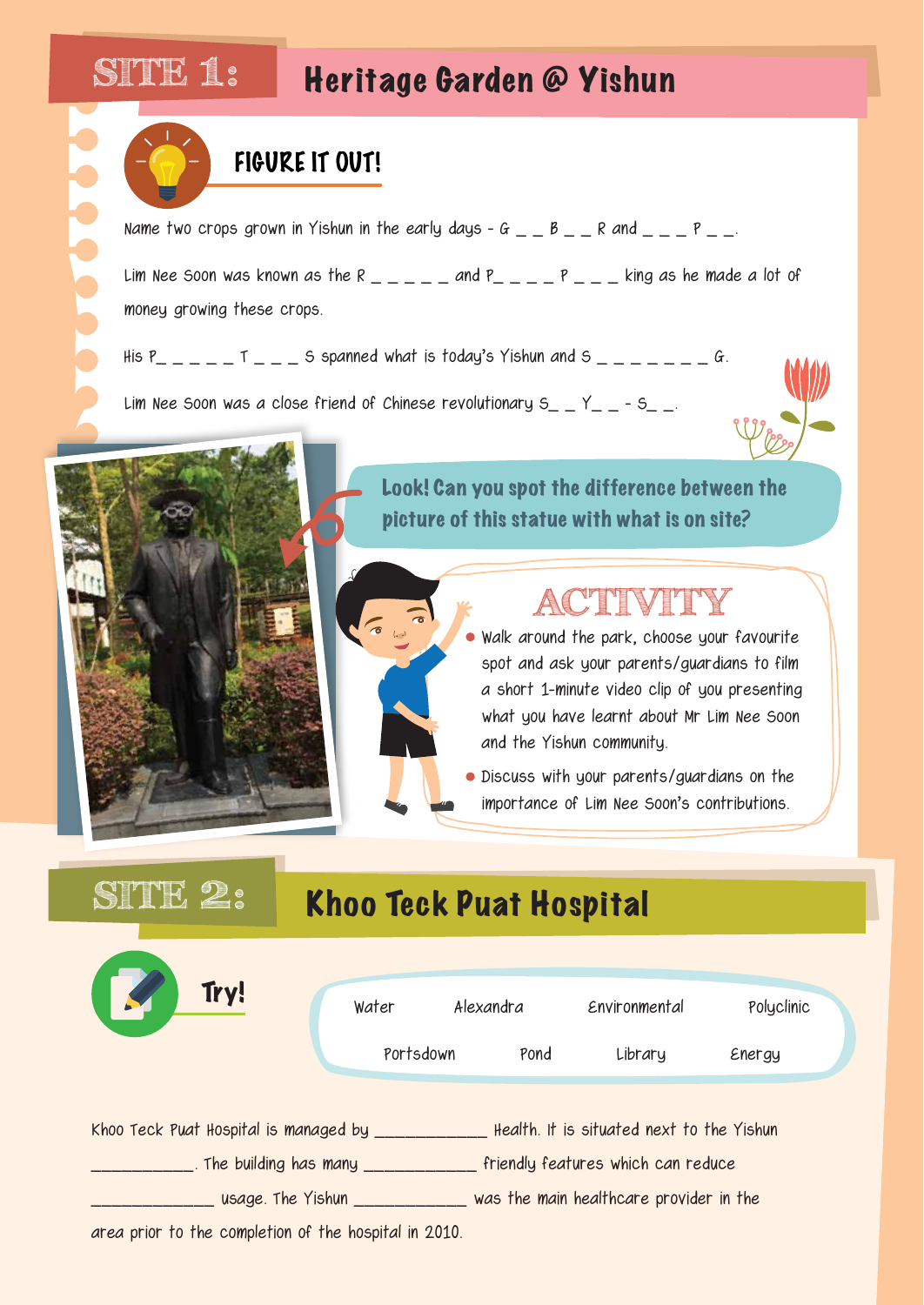# SITE 1: Heritage Garden @ Yishun

## FIGURE IT OUT!

Name two crops grown in Yishun in the early days - G _ _ B _ _ R and _ _ _ P _ _.

Lim Nee Soon was known as the R _ _ _ _ _ and P_ _ _ _ P _ _ _ king as he made a lot of money growing these crops.

His P_ _ _ _ _ T _ _ _ S spanned what is today's Yishun and S _ _ _ _ _ _ _ G.

Lim Nee Soon was a close friend of Chinese revolutionary S_ _ Y_ _ - S_ _.

**Look! Can you spot the difference between the picture of this statue with what is on site?**

## ACTIVITY

- Walk around the park, choose your favourite spot and ask your parents/guardians to film a short 1-minute video clip of you presenting what you have learnt about Mr Lim Nee Soon and the Yishun community.
- Discuss with your parents/guardians on the importance of Lim Nee Soon's contributions.

# SITE 2: Khoo Teck Puat Hospital

## Try!

| Water | Alexandra | Environmental | Polyclinic |
|---|---|---|---|
| Portsdown | Pond | Library | Energy |

Khoo Teck Puat Hospital is managed by ___________ Health. It is situated next to the Yishun ___________. The building has many ___________ friendly features which can reduce ___________ usage. The Yishun ___________ was the main healthcare provider in the area prior to the completion of the hospital in 2010.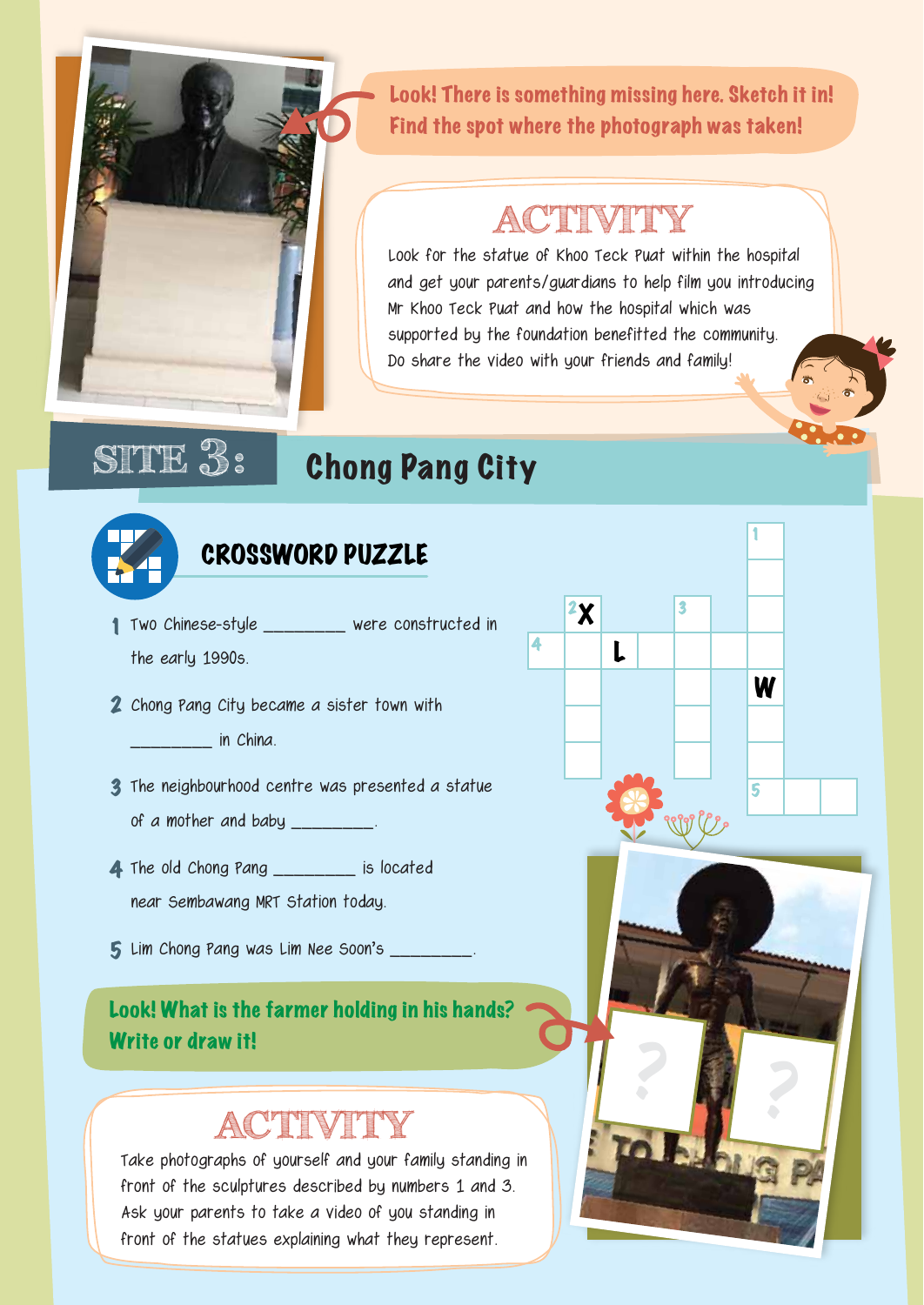Look! There is something missing here. Sketch it in! Find the spot where the photograph was taken!

## ACTIVITY

Look for the statue of Khoo Teck Puat within the hospital and get your parents/guardians to help film you introducing Mr Khoo Teck Puat and how the hospital which was supported by the foundation benefitted the community. Do share the video with your friends and family!

# SITE 3: Chong Pang City

## CROSSWORD PUZZLE

1. Two Chinese-style ________ were constructed in the early 1990s.
2. Chong Pang City became a sister town with ________ in China.
3. The neighbourhood centre was presented a statue of a mother and baby ________.
4. The old Chong Pang ________ is located near Sembawang MRT Station today.
5. Lim Chong Pang was Lim Nee Soon's ________.

Look! What is the farmer holding in his hands? Write or draw it!

## ACTIVITY

Take photographs of yourself and your family standing in front of the sculptures described by numbers 1 and 3. Ask your parents to take a video of you standing in front of the statues explaining what they represent.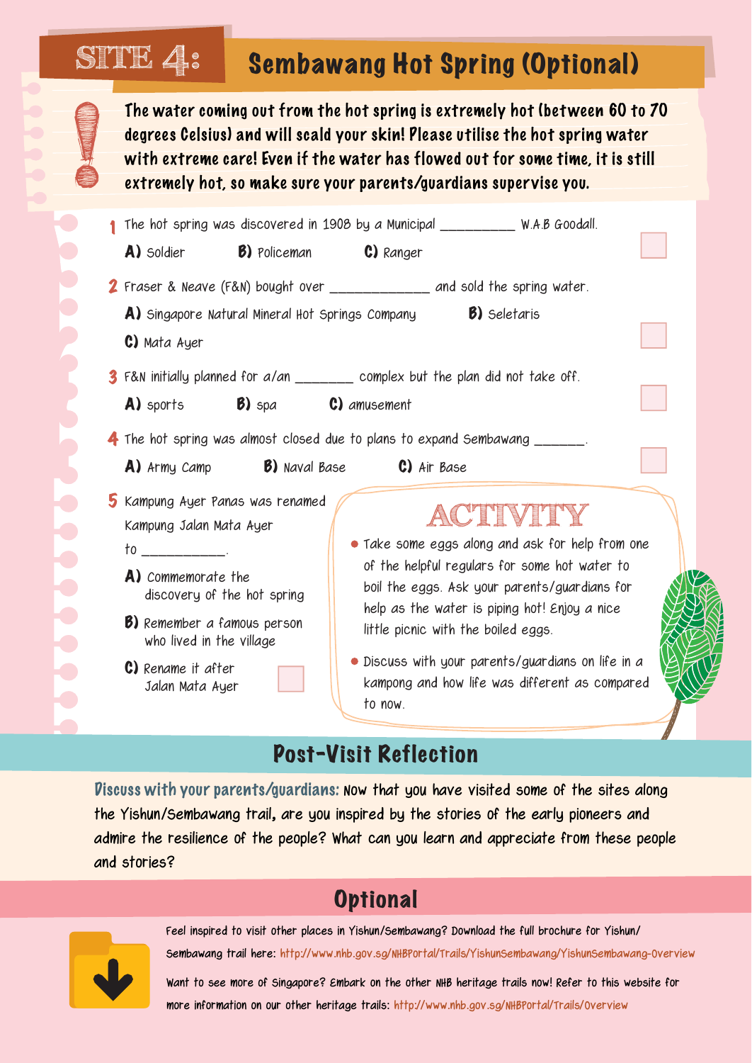# SITE 4: Sembawang Hot Spring (Optional)

**The water coming out from the hot spring is extremely hot (between 60 to 70 degrees Celsius) and will scald your skin! Please utilise the hot spring water with extreme care! Even if the water has flowed out for some time, it is still extremely hot, so make sure your parents/guardians supervise you.**

1. The hot spring was discovered in 1908 by a Municipal __________ W.A.B Goodall.

   **A)** Soldier **B)** Policeman **C)** Ranger

2. Fraser & Neave (F&N) bought over _____________ and sold the spring water.

   **A)** Singapore Natural Mineral Hot Springs Company **B)** Seletaris **C)** Mata Ayer

3. F&N initially planned for a/an _______ complex but the plan did not take off.

   **A)** sports **B)** spa **C)** amusement

4. The hot spring was almost closed due to plans to expand Sembawang ______.

   **A)** Army Camp **B)** Naval Base **C)** Air Base

5. Kampung Ayer Panas was renamed Kampung Jalan Mata Ayer to ___________.

   **A)** Commemorate the discovery of the hot spring

   **B)** Remember a famous person who lived in the village

   **C)** Rename it after Jalan Mata Ayer

## ACTIVITY

- Take some eggs along and ask for help from one of the helpful regulars for some hot water to boil the eggs. Ask your parents/guardians for help as the water is piping hot! Enjoy a nice little picnic with the boiled eggs.
- Discuss with your parents/guardians on life in a kampong and how life was different as compared to now.

## Post-Visit Reflection

**Discuss with your parents/guardians:** Now that you have visited some of the sites along the Yishun/Sembawang trail, are you inspired by the stories of the early pioneers and admire the resilience of the people? What can you learn and appreciate from these people and stories?

## Optional

Feel inspired to visit other places in Yishun/Sembawang? Download the full brochure for Yishun/Sembawang trail here: http://www.nhb.gov.sg/NHBPortal/Trails/YishunSembawang/YishunSembawang-Overview

Want to see more of Singapore? Embark on the other NHB heritage trails now! Refer to this website for more information on our other heritage trails: http://www.nhb.gov.sg/NHBPortal/Trails/Overview